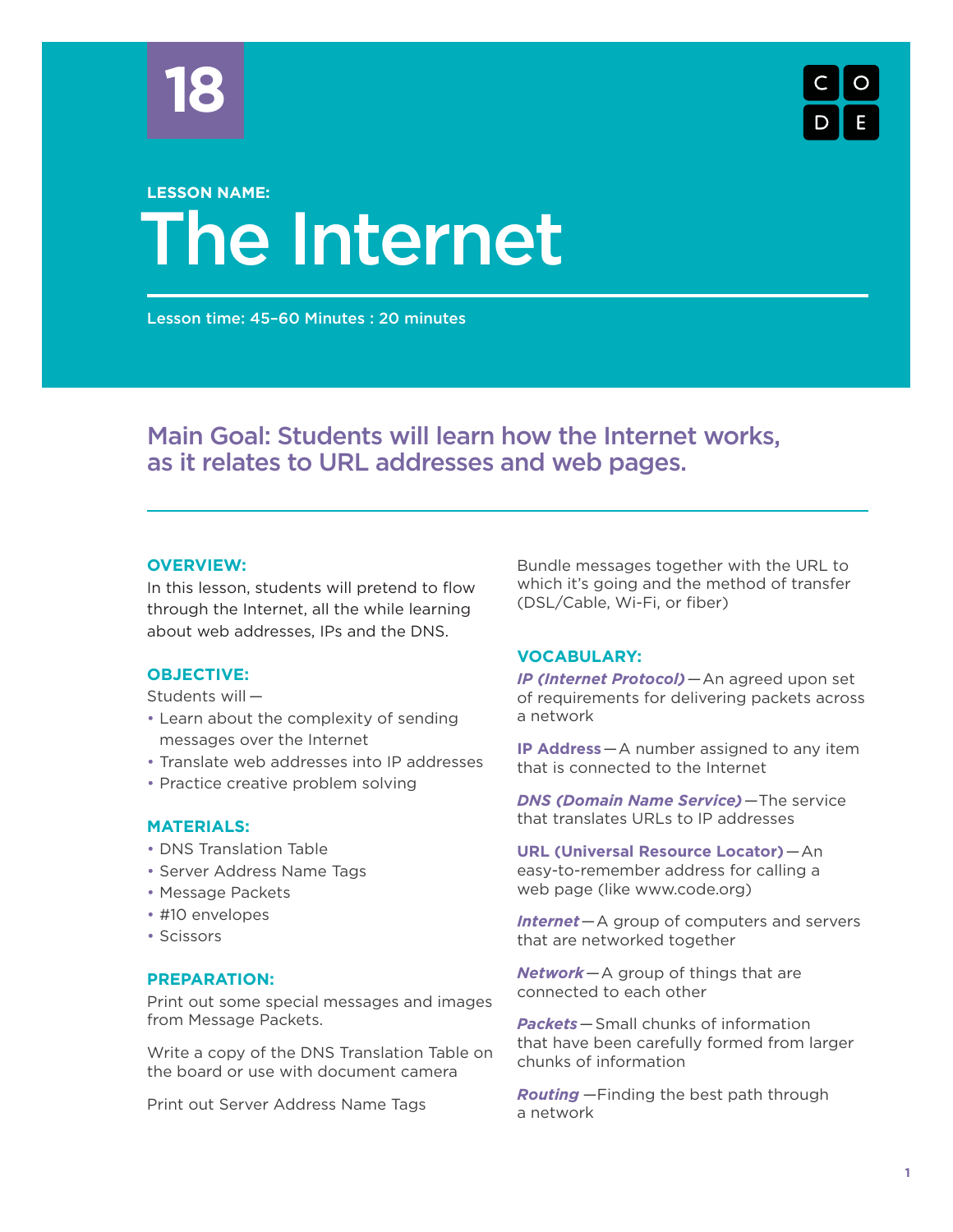18

LESSON NAME:

# The Internet

Lesson time: 45–60 Minutes : 20 minutes

## Main Goal: Students will learn how the Internet works, as it relates to URL addresses and web pages.

### OVERVIEW:

In this lesson, students will pretend to flow through the Internet, all the while learning about web addresses, IPs and the DNS.

### OBJECTIVE:

Students will—

- Learn about the complexity of sending messages over the Internet
- Translate web addresses into IP addresses
- Practice creative problem solving

### MATERIALS:

- DNS Translation Table
- Server Address Name Tags
- Message Packets
- #10 envelopes
- Scissors

### PREPARATION:

Print out some special messages and images from Message Packets.

Write a copy of the DNS Translation Table on the board or use with document camera

Print out Server Address Name Tags

Bundle messages together with the URL to which it's going and the method of transfer (DSL/Cable, Wi-Fi, or fiber)

### VOCABULARY:

***IP (Internet Protocol)***—An agreed upon set of requirements for delivering packets across a network

**IP Address**—A number assigned to any item that is connected to the Internet

***DNS (Domain Name Service)***—The service that translates URLs to IP addresses

**URL (Universal Resource Locator)**—An easy-to-remember address for calling a web page (like www.code.org)

***Internet***—A group of computers and servers that are networked together

***Network***—A group of things that are connected to each other

***Packets***—Small chunks of information that have been carefully formed from larger chunks of information

***Routing***—Finding the best path through a network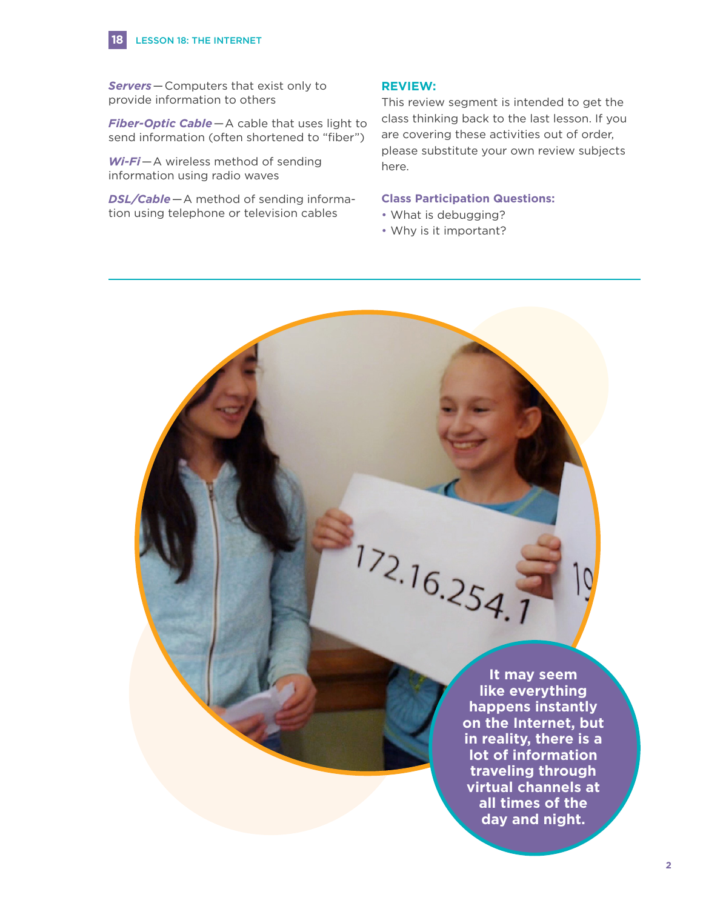***Servers***—Computers that exist only to provide information to others

***Fiber-Optic Cable***—A cable that uses light to send information (often shortened to "fiber")

***Wi-Fi***—A wireless method of sending information using radio waves

***DSL/Cable***—A method of sending information using telephone or television cables

## REVIEW:

This review segment is intended to get the class thinking back to the last lesson. If you are covering these activities out of order, please substitute your own review subjects here.

### Class Participation Questions:

- What is debugging?
- Why is it important?

**It may seem like everything happens instantly on the Internet, but in reality, there is a lot of information traveling through virtual channels at all times of the day and night.**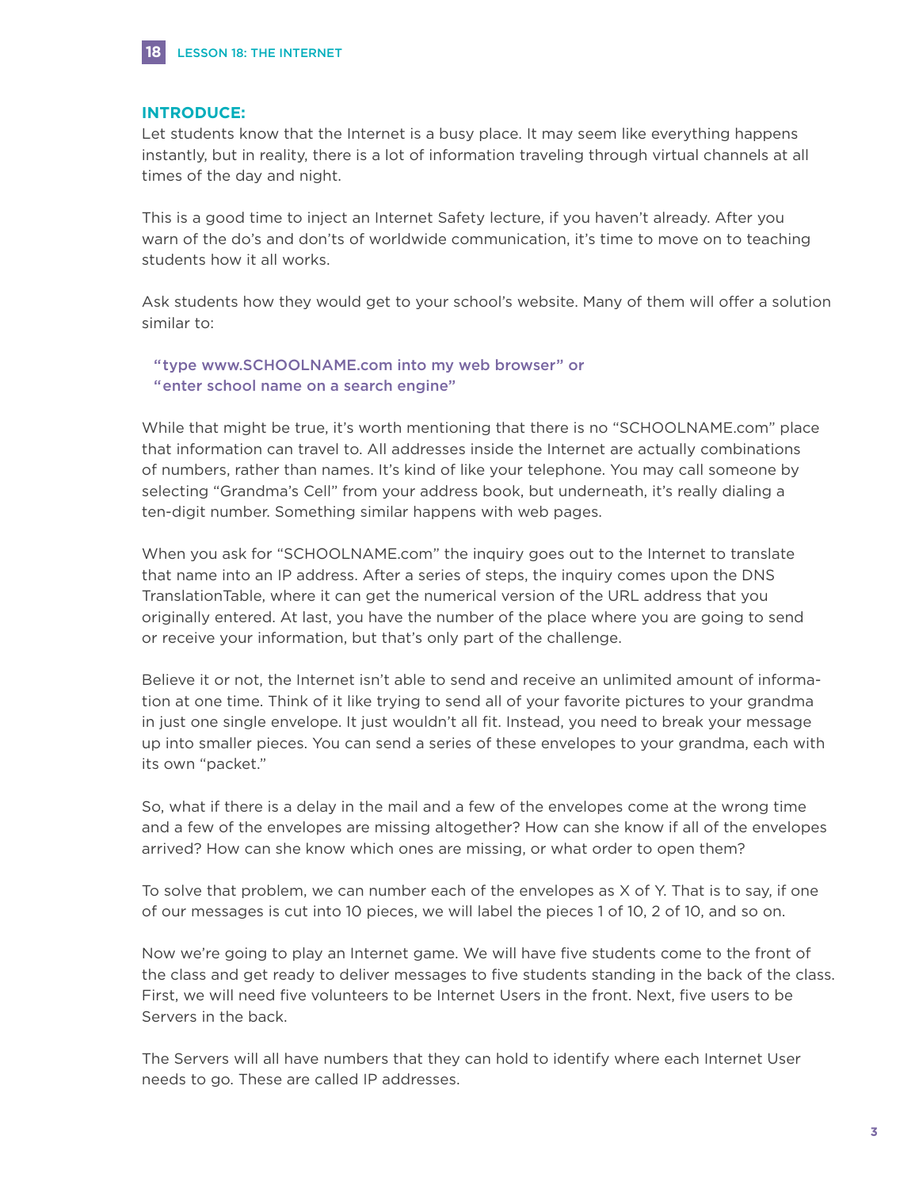## INTRODUCE:

Let students know that the Internet is a busy place. It may seem like everything happens instantly, but in reality, there is a lot of information traveling through virtual channels at all times of the day and night.

This is a good time to inject an Internet Safety lecture, if you haven't already. After you warn of the do's and don'ts of worldwide communication, it's time to move on to teaching students how it all works.

Ask students how they would get to your school's website. Many of them will offer a solution similar to:

> **"type www.SCHOOLNAME.com into my web browser" or**
> **"enter school name on a search engine"**

While that might be true, it's worth mentioning that there is no "SCHOOLNAME.com" place that information can travel to. All addresses inside the Internet are actually combinations of numbers, rather than names. It's kind of like your telephone. You may call someone by selecting "Grandma's Cell" from your address book, but underneath, it's really dialing a ten-digit number. Something similar happens with web pages.

When you ask for "SCHOOLNAME.com" the inquiry goes out to the Internet to translate that name into an IP address. After a series of steps, the inquiry comes upon the DNS TranslationTable, where it can get the numerical version of the URL address that you originally entered. At last, you have the number of the place where you are going to send or receive your information, but that's only part of the challenge.

Believe it or not, the Internet isn't able to send and receive an unlimited amount of information at one time. Think of it like trying to send all of your favorite pictures to your grandma in just one single envelope. It just wouldn't all fit. Instead, you need to break your message up into smaller pieces. You can send a series of these envelopes to your grandma, each with its own "packet."

So, what if there is a delay in the mail and a few of the envelopes come at the wrong time and a few of the envelopes are missing altogether? How can she know if all of the envelopes arrived? How can she know which ones are missing, or what order to open them?

To solve that problem, we can number each of the envelopes as X of Y. That is to say, if one of our messages is cut into 10 pieces, we will label the pieces 1 of 10, 2 of 10, and so on.

Now we're going to play an Internet game. We will have five students come to the front of the class and get ready to deliver messages to five students standing in the back of the class. First, we will need five volunteers to be Internet Users in the front. Next, five users to be Servers in the back.

The Servers will all have numbers that they can hold to identify where each Internet User needs to go. These are called IP addresses.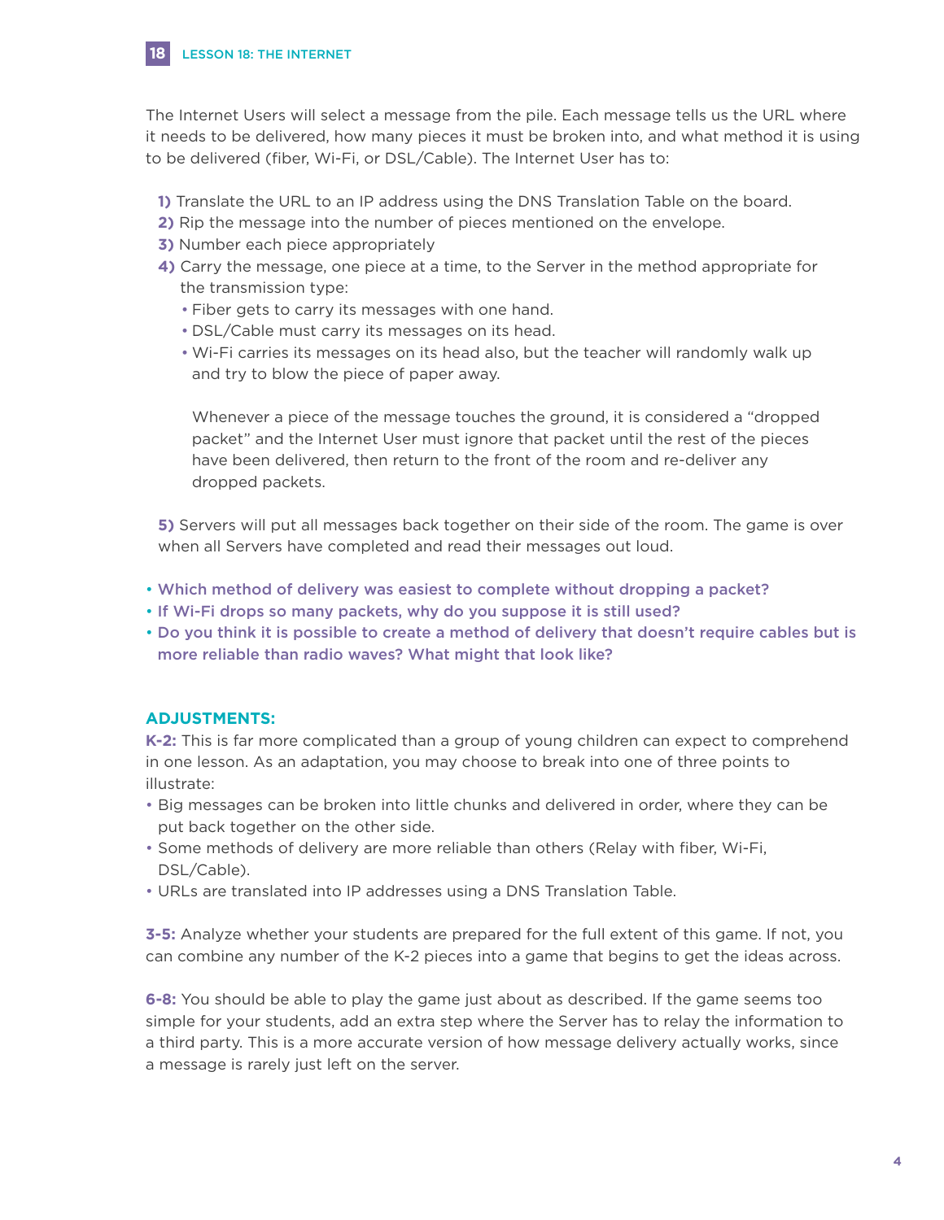The Internet Users will select a message from the pile. Each message tells us the URL where it needs to be delivered, how many pieces it must be broken into, and what method it is using to be delivered (fiber, Wi-Fi, or DSL/Cable). The Internet User has to:

1) Translate the URL to an IP address using the DNS Translation Table on the board.
2) Rip the message into the number of pieces mentioned on the envelope.
3) Number each piece appropriately
4) Carry the message, one piece at a time, to the Server in the method appropriate for the transmission type:
   - Fiber gets to carry its messages with one hand.
   - DSL/Cable must carry its messages on its head.
   - Wi-Fi carries its messages on its head also, but the teacher will randomly walk up and try to blow the piece of paper away.

   Whenever a piece of the message touches the ground, it is considered a "dropped packet" and the Internet User must ignore that packet until the rest of the pieces have been delivered, then return to the front of the room and re-deliver any dropped packets.

5) Servers will put all messages back together on their side of the room. The game is over when all Servers have completed and read their messages out loud.

- **Which method of delivery was easiest to complete without dropping a packet?**
- **If Wi-Fi drops so many packets, why do you suppose it is still used?**
- **Do you think it is possible to create a method of delivery that doesn't require cables but is more reliable than radio waves? What might that look like?**

## ADJUSTMENTS:

**K-2:** This is far more complicated than a group of young children can expect to comprehend in one lesson. As an adaptation, you may choose to break into one of three points to illustrate:

- Big messages can be broken into little chunks and delivered in order, where they can be put back together on the other side.
- Some methods of delivery are more reliable than others (Relay with fiber, Wi-Fi, DSL/Cable).
- URLs are translated into IP addresses using a DNS Translation Table.

**3-5:** Analyze whether your students are prepared for the full extent of this game. If not, you can combine any number of the K-2 pieces into a game that begins to get the ideas across.

**6-8:** You should be able to play the game just about as described. If the game seems too simple for your students, add an extra step where the Server has to relay the information to a third party. This is a more accurate version of how message delivery actually works, since a message is rarely just left on the server.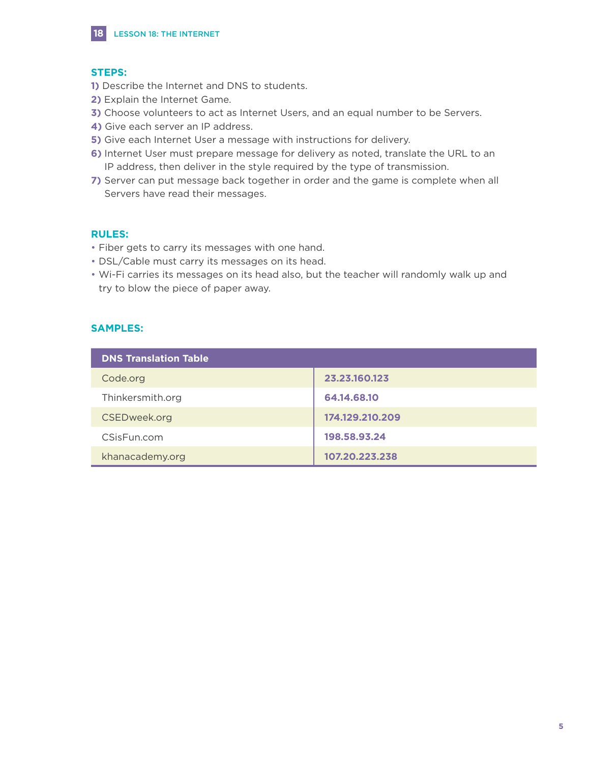### STEPS:

1) Describe the Internet and DNS to students.
2) Explain the Internet Game.
3) Choose volunteers to act as Internet Users, and an equal number to be Servers.
4) Give each server an IP address.
5) Give each Internet User a message with instructions for delivery.
6) Internet User must prepare message for delivery as noted, translate the URL to an IP address, then deliver in the style required by the type of transmission.
7) Server can put message back together in order and the game is complete when all Servers have read their messages.

### RULES:

- Fiber gets to carry its messages with one hand.
- DSL/Cable must carry its messages on its head.
- Wi-Fi carries its messages on its head also, but the teacher will randomly walk up and try to blow the piece of paper away.

### SAMPLES:

| DNS Translation Table | |
|---|---|
| Code.org | **23.23.160.123** |
| Thinkersmith.org | **64.14.68.10** |
| CSEDweek.org | **174.129.210.209** |
| CSisFun.com | **198.58.93.24** |
| khanacademy.org | **107.20.223.238** |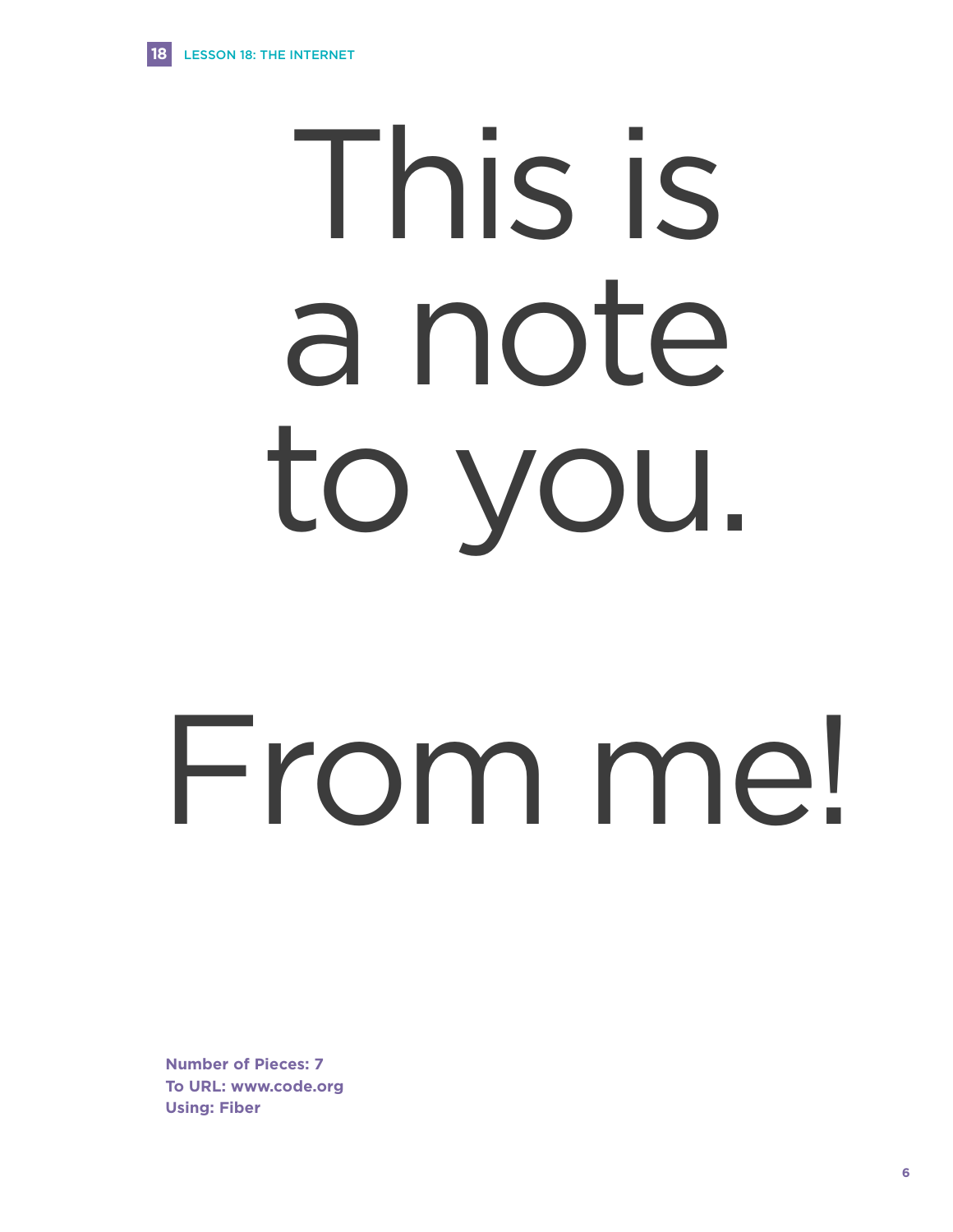# This is a note to you.

# From me!

**Number of Pieces: 7**
**To URL: www.code.org**
**Using: Fiber**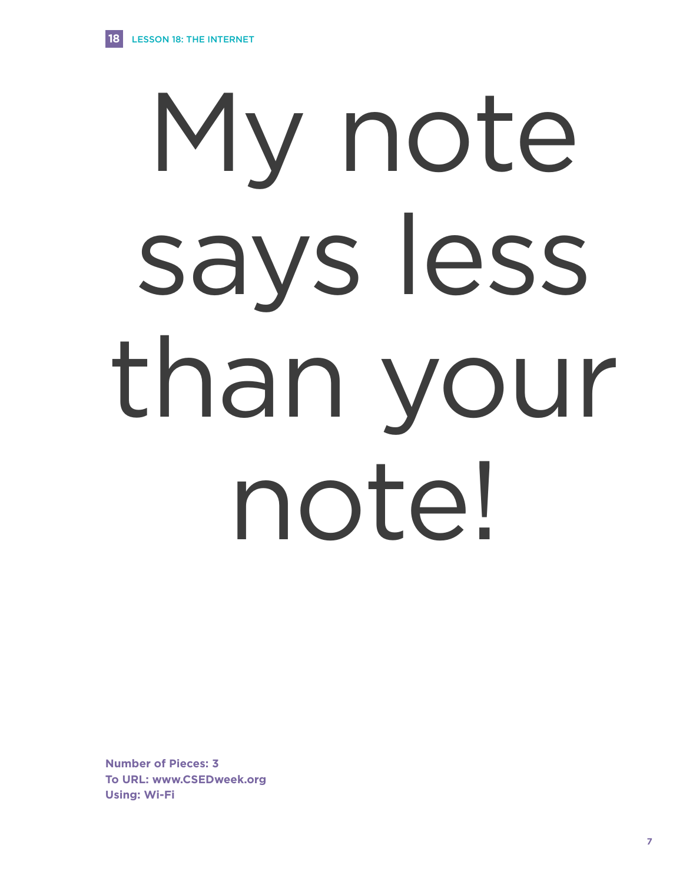# My note says less than your note!

**Number of Pieces: 3**
**To URL: www.CSEDweek.org**
**Using: Wi-Fi**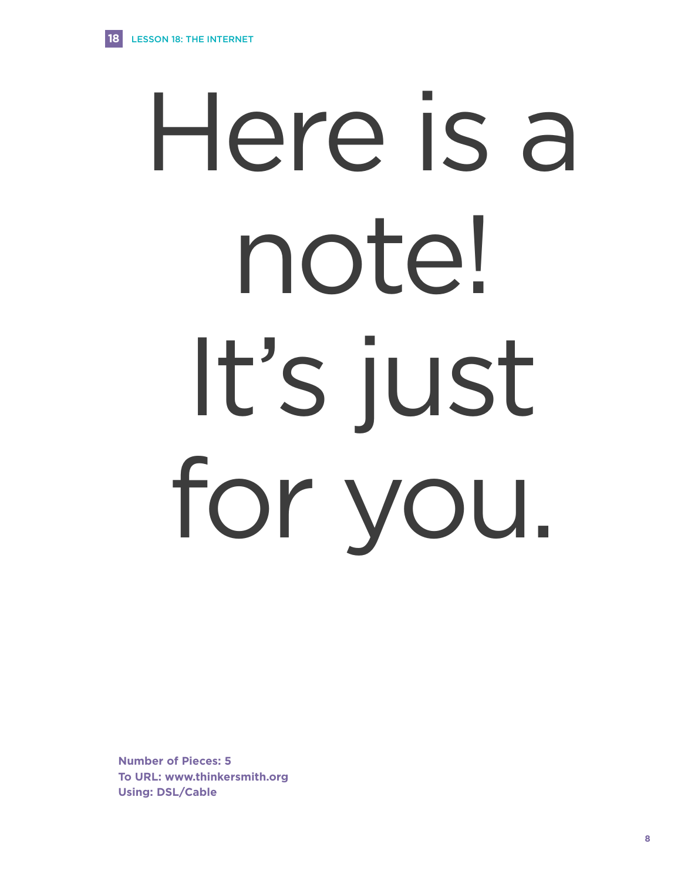# Here is a note! It's just for you.

**Number of Pieces: 5**
**To URL: www.thinkersmith.org**
**Using: DSL/Cable**